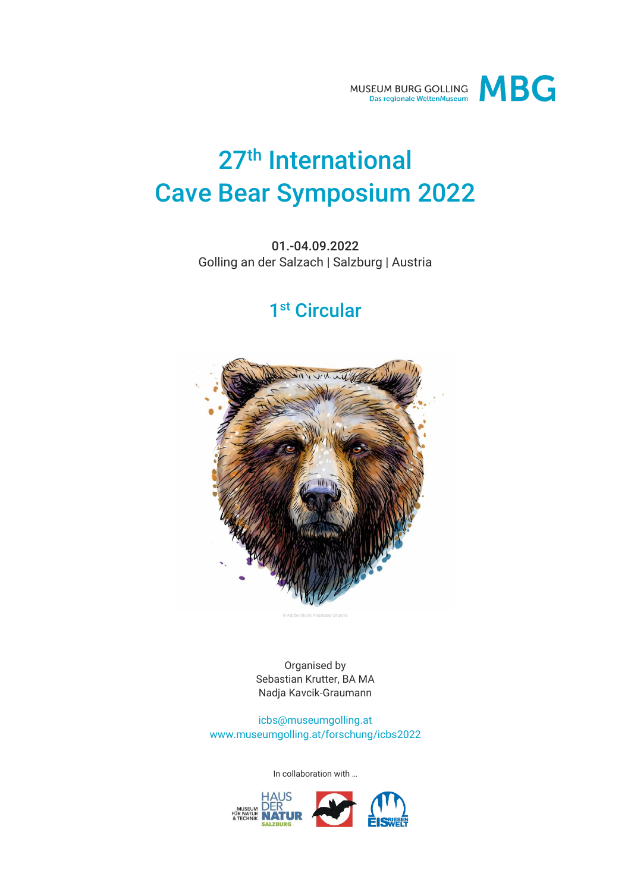MUSEUM BURG GOLLING
Das regionale WeltenMuseum
MBG

# 27th International Cave Bear Symposium 2022

01.-04.09.2022
Golling an der Salzach | Salzburg | Austria

## 1st Circular

© Adobe Stock/Anastasia Osipova

Organised by
Sebastian Krutter, BA MA
Nadja Kavcik-Graumann

icbs@museumgolling.at
www.museumgolling.at/forschung/icbs2022

In collaboration with …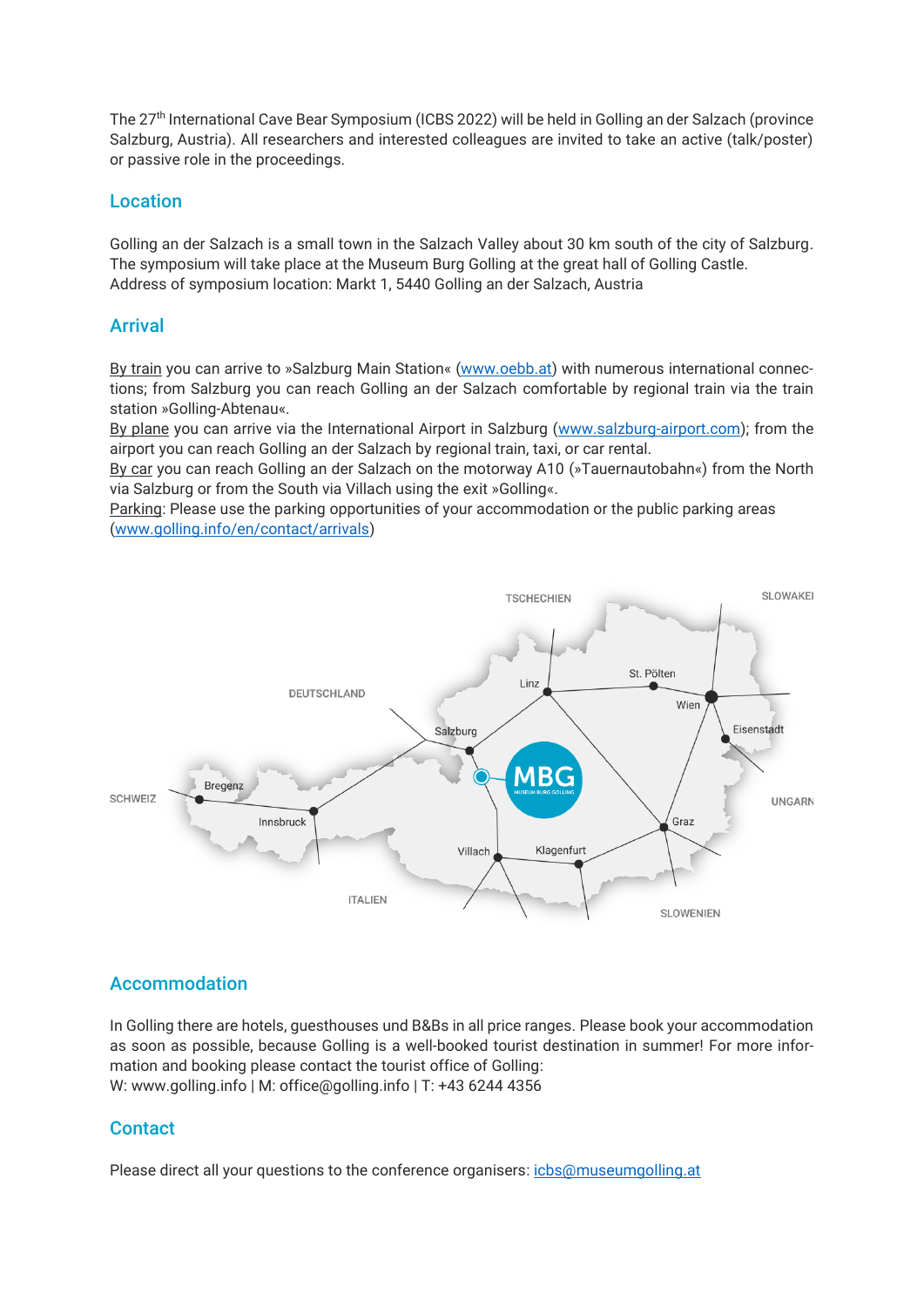The 27th International Cave Bear Symposium (ICBS 2022) will be held in Golling an der Salzach (province Salzburg, Austria). All researchers and interested colleagues are invited to take an active (talk/poster) or passive role in the proceedings.

## Location

Golling an der Salzach is a small town in the Salzach Valley about 30 km south of the city of Salzburg. The symposium will take place at the Museum Burg Golling at the great hall of Golling Castle.
Address of symposium location: Markt 1, 5440 Golling an der Salzach, Austria

## Arrival

By train you can arrive to »Salzburg Main Station« (www.oebb.at) with numerous international connections; from Salzburg you can reach Golling an der Salzach comfortable by regional train via the train station »Golling-Abtenau«.
By plane you can arrive via the International Airport in Salzburg (www.salzburg-airport.com); from the airport you can reach Golling an der Salzach by regional train, taxi, or car rental.
By car you can reach Golling an der Salzach on the motorway A10 (»Tauernautobahn«) from the North via Salzburg or from the South via Villach using the exit »Golling«.
Parking: Please use the parking opportunities of your accommodation or the public parking areas (www.golling.info/en/contact/arrivals)

## Accommodation

In Golling there are hotels, guesthouses und B&Bs in all price ranges. Please book your accommodation as soon as possible, because Golling is a well-booked tourist destination in summer! For more information and booking please contact the tourist office of Golling:
W: www.golling.info | M: office@golling.info | T: +43 6244 4356

## Contact

Please direct all your questions to the conference organisers: icbs@museumgolling.at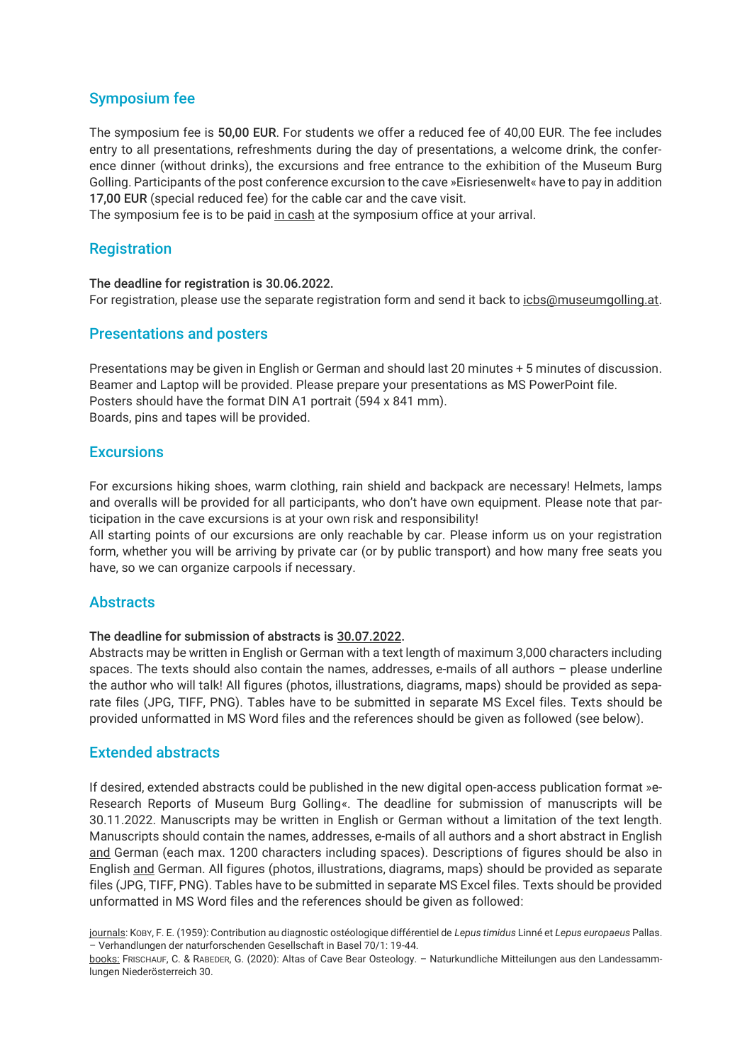## Symposium fee

The symposium fee is **50,00 EUR**. For students we offer a reduced fee of 40,00 EUR. The fee includes entry to all presentations, refreshments during the day of presentations, a welcome drink, the conference dinner (without drinks), the excursions and free entrance to the exhibition of the Museum Burg Golling. Participants of the post conference excursion to the cave »Eisriesenwelt« have to pay in addition **17,00 EUR** (special reduced fee) for the cable car and the cave visit.
The symposium fee is to be paid in cash at the symposium office at your arrival.

## Registration

**The deadline for registration is 30.06.2022.**
For registration, please use the separate registration form and send it back to icbs@museumgolling.at.

## Presentations and posters

Presentations may be given in English or German and should last 20 minutes + 5 minutes of discussion.
Beamer and Laptop will be provided. Please prepare your presentations as MS PowerPoint file.
Posters should have the format DIN A1 portrait (594 x 841 mm).
Boards, pins and tapes will be provided.

## Excursions

For excursions hiking shoes, warm clothing, rain shield and backpack are necessary! Helmets, lamps and overalls will be provided for all participants, who don't have own equipment. Please note that participation in the cave excursions is at your own risk and responsibility!
All starting points of our excursions are only reachable by car. Please inform us on your registration form, whether you will be arriving by private car (or by public transport) and how many free seats you have, so we can organize carpools if necessary.

## Abstracts

**The deadline for submission of abstracts is 30.07.2022.**
Abstracts may be written in English or German with a text length of maximum 3,000 characters including spaces. The texts should also contain the names, addresses, e-mails of all authors – please underline the author who will talk! All figures (photos, illustrations, diagrams, maps) should be provided as separate files (JPG, TIFF, PNG). Tables have to be submitted in separate MS Excel files. Texts should be provided unformatted in MS Word files and the references should be given as followed (see below).

## Extended abstracts

If desired, extended abstracts could be published in the new digital open-access publication format »e-Research Reports of Museum Burg Golling«. The deadline for submission of manuscripts will be 30.11.2022. Manuscripts may be written in English or German without a limitation of the text length. Manuscripts should contain the names, addresses, e-mails of all authors and a short abstract in English and German (each max. 1200 characters including spaces). Descriptions of figures should be also in English and German. All figures (photos, illustrations, diagrams, maps) should be provided as separate files (JPG, TIFF, PNG). Tables have to be submitted in separate MS Excel files. Texts should be provided unformatted in MS Word files and the references should be given as followed:

journals: Koby, F. E. (1959): Contribution au diagnostic ostéologique différentiel de *Lepus timidus* Linné et *Lepus europaeus* Pallas. – Verhandlungen der naturforschenden Gesellschaft in Basel 70/1: 19-44.
books: Frischauf, C. & Rabeder, G. (2020): Altas of Cave Bear Osteology. – Naturkundliche Mitteilungen aus den Landessammlungen Niederösterreich 30.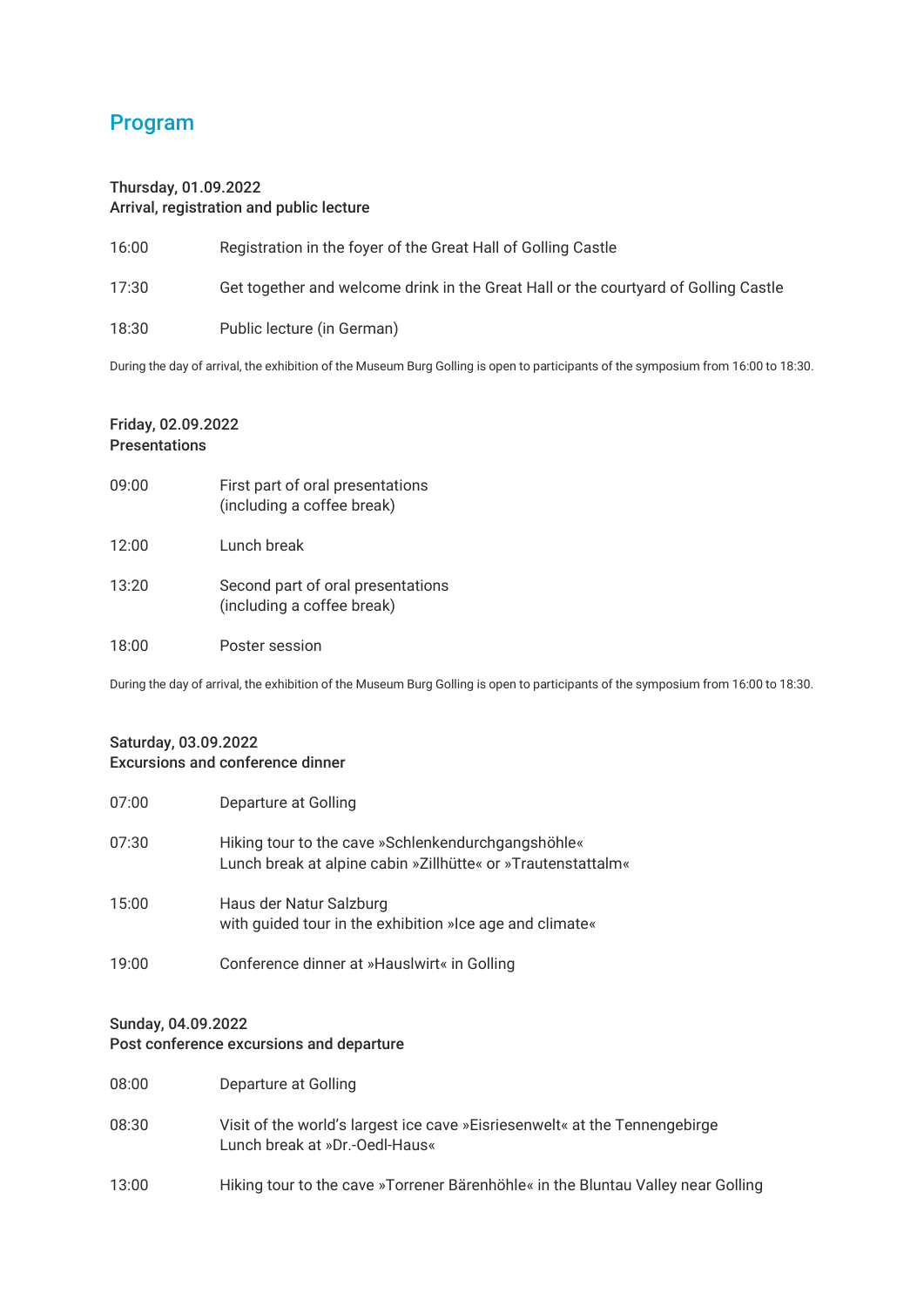## Program

**Thursday, 01.09.2022**
**Arrival, registration and public lecture**

| | |
|---|---|
| 16:00 | Registration in the foyer of the Great Hall of Golling Castle |
| 17:30 | Get together and welcome drink in the Great Hall or the courtyard of Golling Castle |
| 18:30 | Public lecture (in German) |

During the day of arrival, the exhibition of the Museum Burg Golling is open to participants of the symposium from 16:00 to 18:30.

**Friday, 02.09.2022**
**Presentations**

| | |
|---|---|
| 09:00 | First part of oral presentations (including a coffee break) |
| 12:00 | Lunch break |
| 13:20 | Second part of oral presentations (including a coffee break) |
| 18:00 | Poster session |

During the day of arrival, the exhibition of the Museum Burg Golling is open to participants of the symposium from 16:00 to 18:30.

**Saturday, 03.09.2022**
**Excursions and conference dinner**

| | |
|---|---|
| 07:00 | Departure at Golling |
| 07:30 | Hiking tour to the cave »Schlenkendurchgangshöhle«<br>Lunch break at alpine cabin »Zillhütte« or »Trautenstattalm« |
| 15:00 | Haus der Natur Salzburg<br>with guided tour in the exhibition »Ice age and climate« |
| 19:00 | Conference dinner at »Hauslwirt« in Golling |

**Sunday, 04.09.2022**
**Post conference excursions and departure**

| | |
|---|---|
| 08:00 | Departure at Golling |
| 08:30 | Visit of the world's largest ice cave »Eisriesenwelt« at the Tennengebirge<br>Lunch break at »Dr.-Oedl-Haus« |
| 13:00 | Hiking tour to the cave »Torrener Bärenhöhle« in the Bluntau Valley near Golling |